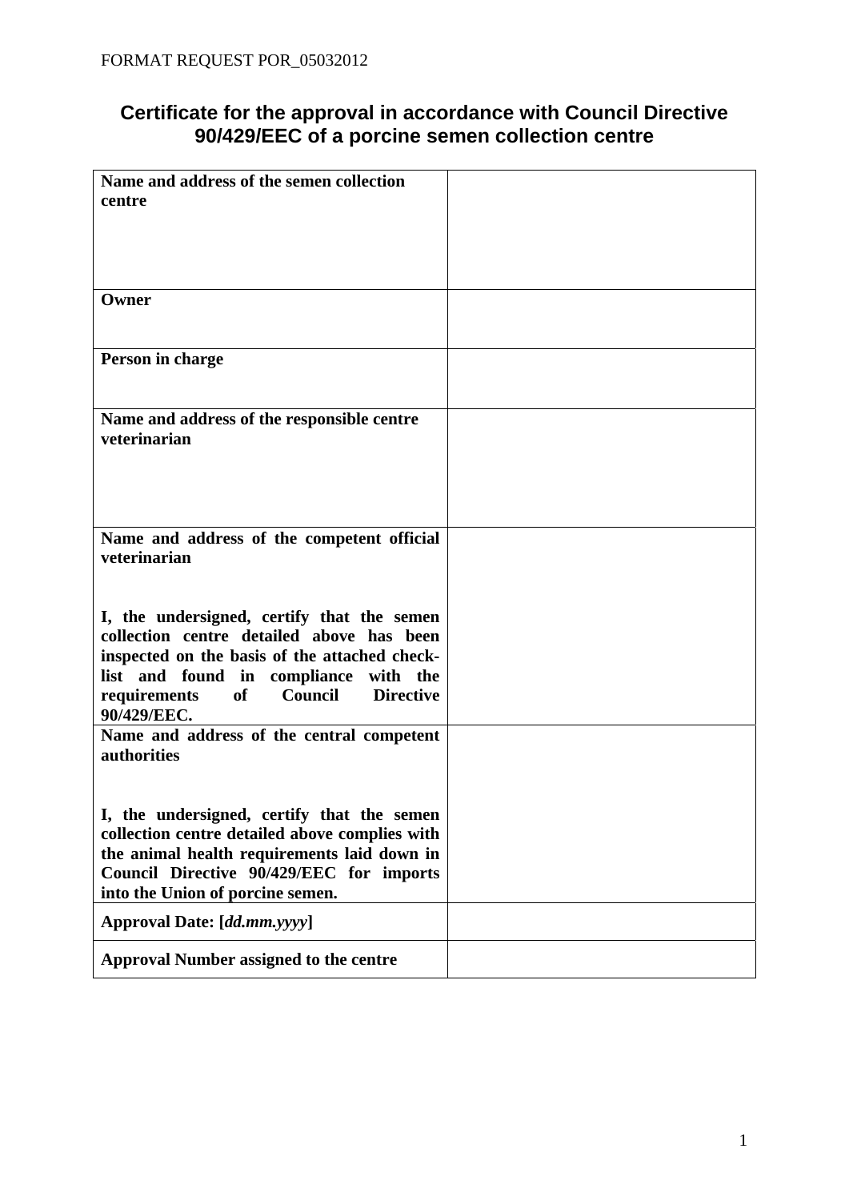FORMAT REQUEST POR_05032012

# Certificate for the approval in accordance with Council Directive 90/429/EEC of a porcine semen collection centre

| | |
|---|---|
| **Name and address of the semen collection centre** | |
| **Owner** | |
| **Person in charge** | |
| **Name and address of the responsible centre veterinarian** | |
| **Name and address of the competent official veterinarian**<br><br>**I, the undersigned, certify that the semen collection centre detailed above has been inspected on the basis of the attached check-list and found in compliance with the requirements of Council Directive 90/429/EEC.** | |
| **Name and address of the central competent authorities**<br><br>**I, the undersigned, certify that the semen collection centre detailed above complies with the animal health requirements laid down in Council Directive 90/429/EEC for imports into the Union of porcine semen.** | |
| **Approval Date: [*dd.mm.yyyy*]** | |
| **Approval Number assigned to the centre** | |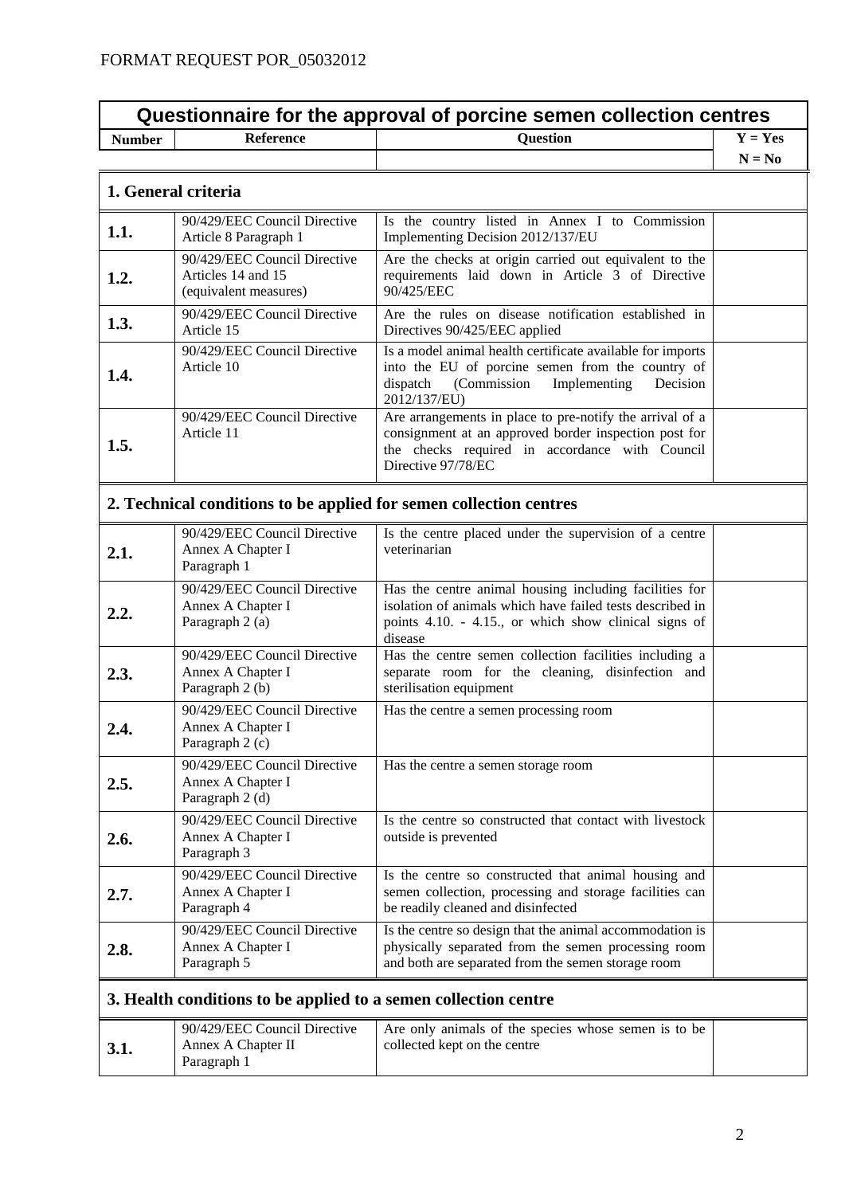FORMAT REQUEST POR_05032012

**Questionnaire for the approval of porcine semen collection centres**

| Number | Reference | Question | Y = Yes<br>N = No |
|---|---|---|---|
| **1. General criteria** | | | |
| **1.1.** | 90/429/EEC Council Directive Article 8 Paragraph 1 | Is the country listed in Annex I to Commission Implementing Decision 2012/137/EU | |
| **1.2.** | 90/429/EEC Council Directive Articles 14 and 15 (equivalent measures) | Are the checks at origin carried out equivalent to the requirements laid down in Article 3 of Directive 90/425/EEC | |
| **1.3.** | 90/429/EEC Council Directive Article 15 | Are the rules on disease notification established in Directives 90/425/EEC applied | |
| **1.4.** | 90/429/EEC Council Directive Article 10 | Is a model animal health certificate available for imports into the EU of porcine semen from the country of dispatch (Commission Implementing Decision 2012/137/EU) | |
| **1.5.** | 90/429/EEC Council Directive Article 11 | Are arrangements in place to pre-notify the arrival of a consignment at an approved border inspection post for the checks required in accordance with Council Directive 97/78/EC | |
| **2. Technical conditions to be applied for semen collection centres** | | | |
| **2.1.** | 90/429/EEC Council Directive Annex A Chapter I Paragraph 1 | Is the centre placed under the supervision of a centre veterinarian | |
| **2.2.** | 90/429/EEC Council Directive Annex A Chapter I Paragraph 2 (a) | Has the centre animal housing including facilities for isolation of animals which have failed tests described in points 4.10. - 4.15., or which show clinical signs of disease | |
| **2.3.** | 90/429/EEC Council Directive Annex A Chapter I Paragraph 2 (b) | Has the centre semen collection facilities including a separate room for the cleaning, disinfection and sterilisation equipment | |
| **2.4.** | 90/429/EEC Council Directive Annex A Chapter I Paragraph 2 (c) | Has the centre a semen processing room | |
| **2.5.** | 90/429/EEC Council Directive Annex A Chapter I Paragraph 2 (d) | Has the centre a semen storage room | |
| **2.6.** | 90/429/EEC Council Directive Annex A Chapter I Paragraph 3 | Is the centre so constructed that contact with livestock outside is prevented | |
| **2.7.** | 90/429/EEC Council Directive Annex A Chapter I Paragraph 4 | Is the centre so constructed that animal housing and semen collection, processing and storage facilities can be readily cleaned and disinfected | |
| **2.8.** | 90/429/EEC Council Directive Annex A Chapter I Paragraph 5 | Is the centre so design that the animal accommodation is physically separated from the semen processing room and both are separated from the semen storage room | |
| **3. Health conditions to be applied to a semen collection centre** | | | |
| **3.1.** | 90/429/EEC Council Directive Annex A Chapter II Paragraph 1 | Are only animals of the species whose semen is to be collected kept on the centre | |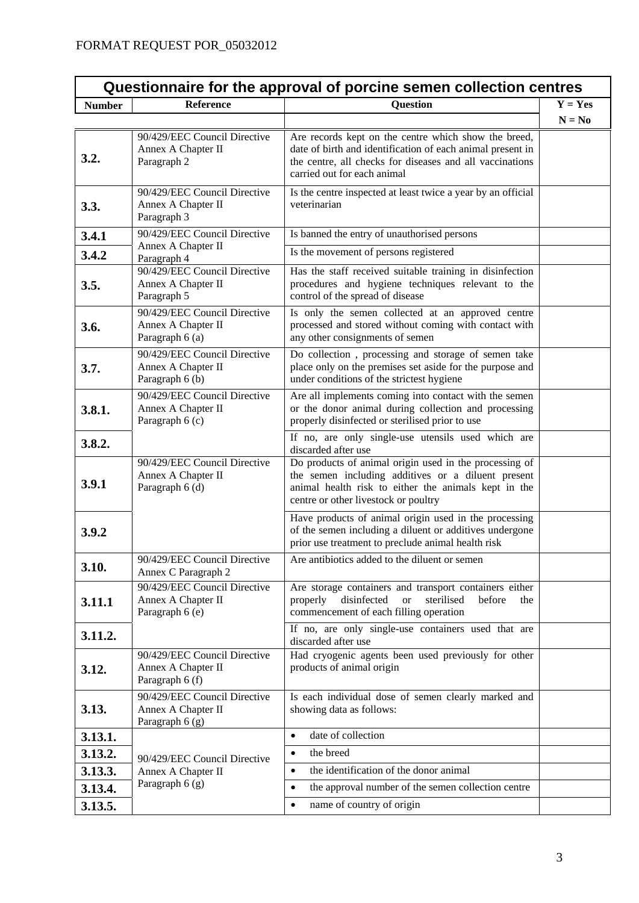FORMAT REQUEST POR_05032012

| Questionnaire for the approval of porcine semen collection centres | | | |
|---|---|---|---|
| **Number** | **Reference** | **Question** | **Y = Yes** **N = No** |
| **3.2.** | 90/429/EEC Council Directive Annex A Chapter II Paragraph 2 | Are records kept on the centre which show the breed, date of birth and identification of each animal present in the centre, all checks for diseases and all vaccinations carried out for each animal | |
| **3.3.** | 90/429/EEC Council Directive Annex A Chapter II Paragraph 3 | Is the centre inspected at least twice a year by an official veterinarian | |
| **3.4.1** | 90/429/EEC Council Directive Annex A Chapter II Paragraph 4 | Is banned the entry of unauthorised persons | |
| **3.4.2** | | Is the movement of persons registered | |
| **3.5.** | 90/429/EEC Council Directive Annex A Chapter II Paragraph 5 | Has the staff received suitable training in disinfection procedures and hygiene techniques relevant to the control of the spread of disease | |
| **3.6.** | 90/429/EEC Council Directive Annex A Chapter II Paragraph 6 (a) | Is only the semen collected at an approved centre processed and stored without coming with contact with any other consignments of semen | |
| **3.7.** | 90/429/EEC Council Directive Annex A Chapter II Paragraph 6 (b) | Do collection , processing and storage of semen take place only on the premises set aside for the purpose and under conditions of the strictest hygiene | |
| **3.8.1.** | 90/429/EEC Council Directive Annex A Chapter II Paragraph 6 (c) | Are all implements coming into contact with the semen or the donor animal during collection and processing properly disinfected or sterilised prior to use | |
| **3.8.2.** | | If no, are only single-use utensils used which are discarded after use | |
| **3.9.1** | 90/429/EEC Council Directive Annex A Chapter II Paragraph 6 (d) | Do products of animal origin used in the processing of the semen including additives or a diluent present animal health risk to either the animals kept in the centre or other livestock or poultry | |
| **3.9.2** | | Have products of animal origin used in the processing of the semen including a diluent or additives undergone prior use treatment to preclude animal health risk | |
| **3.10.** | 90/429/EEC Council Directive Annex C Paragraph 2 | Are antibiotics added to the diluent or semen | |
| **3.11.1** | 90/429/EEC Council Directive Annex A Chapter II Paragraph 6 (e) | Are storage containers and transport containers either properly disinfected or sterilised before the commencement of each filling operation | |
| **3.11.2.** | | If no, are only single-use containers used that are discarded after use | |
| **3.12.** | 90/429/EEC Council Directive Annex A Chapter II Paragraph 6 (f) | Had cryogenic agents been used previously for other products of animal origin | |
| **3.13.** | 90/429/EEC Council Directive Annex A Chapter II Paragraph 6 (g) | Is each individual dose of semen clearly marked and showing data as follows: | |
| **3.13.1.** | 90/429/EEC Council Directive Annex A Chapter II Paragraph 6 (g) | • date of collection | |
| **3.13.2.** | | • the breed | |
| **3.13.3.** | | • the identification of the donor animal | |
| **3.13.4.** | | • the approval number of the semen collection centre | |
| **3.13.5.** | | • name of country of origin | |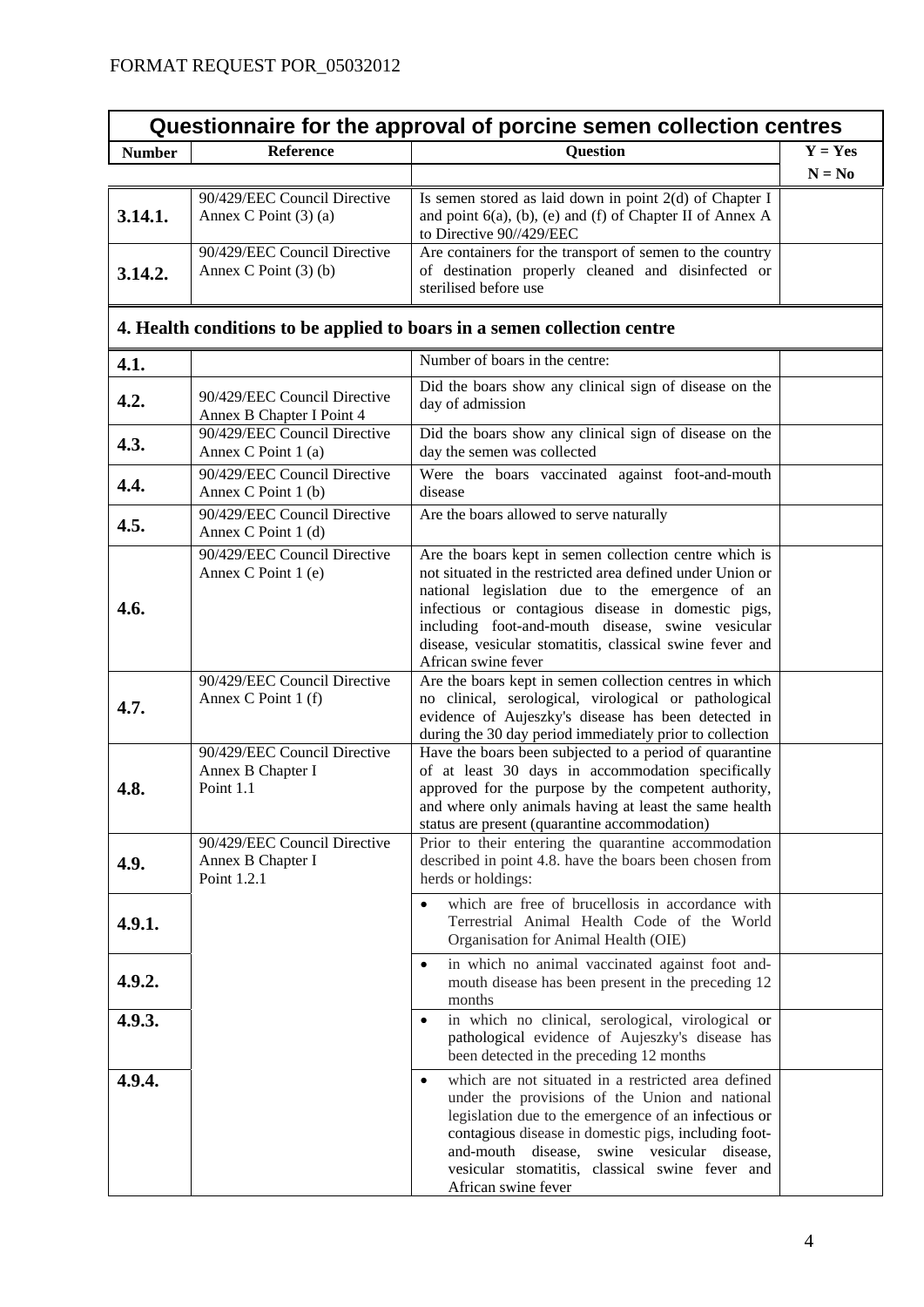FORMAT REQUEST POR_05032012

| Questionnaire for the approval of porcine semen collection centres | | | |
|---|---|---|---|
| **Number** | **Reference** | **Question** | **Y = Yes N = No** |
| **3.14.1.** | 90/429/EEC Council Directive Annex C Point (3) (a) | Is semen stored as laid down in point 2(d) of Chapter I and point 6(a), (b), (e) and (f) of Chapter II of Annex A to Directive 90//429/EEC | |
| **3.14.2.** | 90/429/EEC Council Directive Annex C Point (3) (b) | Are containers for the transport of semen to the country of destination properly cleaned and disinfected or sterilised before use | |
| **4. Health conditions to be applied to boars in a semen collection centre** | | | |
| **4.1.** | | Number of boars in the centre: | |
| **4.2.** | 90/429/EEC Council Directive Annex B Chapter I Point 4 | Did the boars show any clinical sign of disease on the day of admission | |
| **4.3.** | 90/429/EEC Council Directive Annex C Point 1 (a) | Did the boars show any clinical sign of disease on the day the semen was collected | |
| **4.4.** | 90/429/EEC Council Directive Annex C Point 1 (b) | Were the boars vaccinated against foot-and-mouth disease | |
| **4.5.** | 90/429/EEC Council Directive Annex C Point 1 (d) | Are the boars allowed to serve naturally | |
| **4.6.** | 90/429/EEC Council Directive Annex C Point 1 (e) | Are the boars kept in semen collection centre which is not situated in the restricted area defined under Union or national legislation due to the emergence of an infectious or contagious disease in domestic pigs, including foot-and-mouth disease, swine vesicular disease, vesicular stomatitis, classical swine fever and African swine fever | |
| **4.7.** | 90/429/EEC Council Directive Annex C Point 1 (f) | Are the boars kept in semen collection centres in which no clinical, serological, virological or pathological evidence of Aujeszky's disease has been detected in during the 30 day period immediately prior to collection | |
| **4.8.** | 90/429/EEC Council Directive Annex B Chapter I Point 1.1 | Have the boars been subjected to a period of quarantine of at least 30 days in accommodation specifically approved for the purpose by the competent authority, and where only animals having at least the same health status are present (quarantine accommodation) | |
| **4.9.** | 90/429/EEC Council Directive Annex B Chapter I Point 1.2.1 | Prior to their entering the quarantine accommodation described in point 4.8. have the boars been chosen from herds or holdings: | |
| **4.9.1.** | | • which are free of brucellosis in accordance with Terrestrial Animal Health Code of the World Organisation for Animal Health (OIE) | |
| **4.9.2.** | | • in which no animal vaccinated against foot and-mouth disease has been present in the preceding 12 months | |
| **4.9.3.** | | • in which no clinical, serological, virological or pathological evidence of Aujeszky's disease has been detected in the preceding 12 months | |
| **4.9.4.** | | • which are not situated in a restricted area defined under the provisions of the Union and national legislation due to the emergence of an infectious or contagious disease in domestic pigs, including foot-and-mouth disease, swine vesicular disease, vesicular stomatitis, classical swine fever and African swine fever | |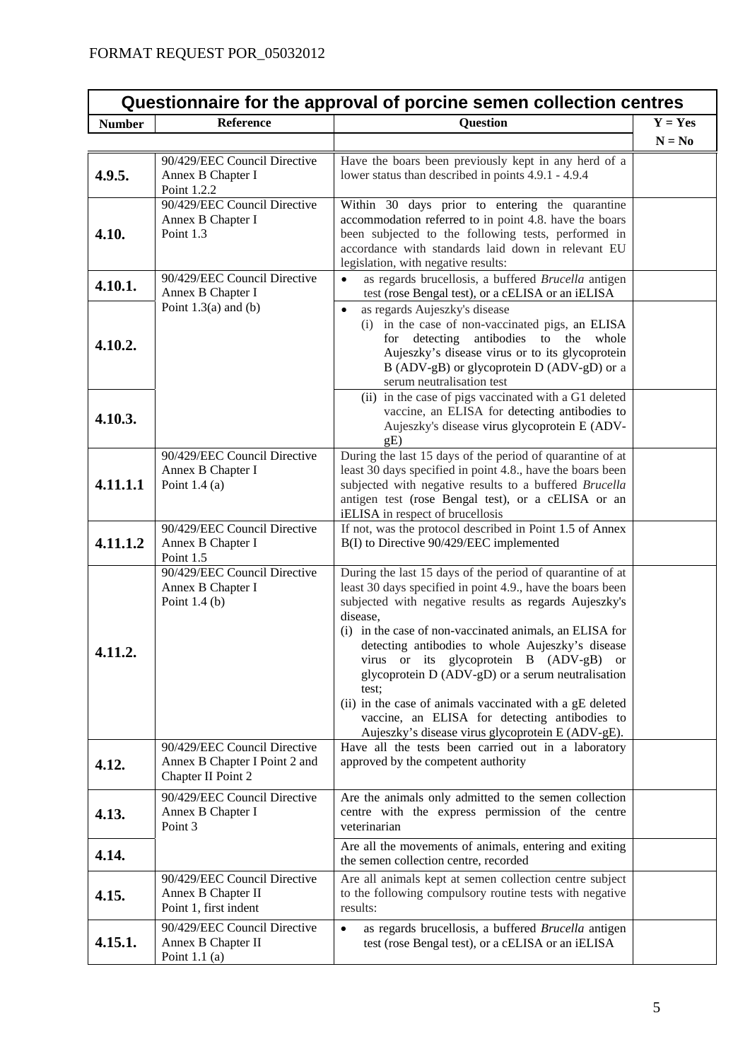FORMAT REQUEST POR_05032012

| Questionnaire for the approval of porcine semen collection centres | | | |
|---|---|---|---|
| **Number** | **Reference** | **Question** | **Y = Yes N = No** |
| **4.9.5.** | 90/429/EEC Council Directive Annex B Chapter I Point 1.2.2 | Have the boars been previously kept in any herd of a lower status than described in points 4.9.1 - 4.9.4 | |
| **4.10.** | 90/429/EEC Council Directive Annex B Chapter I Point 1.3 | Within 30 days prior to entering the quarantine accommodation referred to in point 4.8. have the boars been subjected to the following tests, performed in accordance with standards laid down in relevant EU legislation, with negative results: | |
| **4.10.1.** | 90/429/EEC Council Directive Annex B Chapter I Point 1.3(a) and (b) | • as regards brucellosis, a buffered *Brucella* antigen test (rose Bengal test), or a cELISA or an iELISA | |
| **4.10.2.** | | • as regards Aujeszky's disease (i) in the case of non-vaccinated pigs, an ELISA for detecting antibodies to the whole Aujeszky's disease virus or to its glycoprotein B (ADV-gB) or glycoprotein D (ADV-gD) or a serum neutralisation test | |
| **4.10.3.** | | (ii) in the case of pigs vaccinated with a G1 deleted vaccine, an ELISA for detecting antibodies to Aujeszky's disease virus glycoprotein E (ADV-gE) | |
| **4.11.1.1** | 90/429/EEC Council Directive Annex B Chapter I Point 1.4 (a) | During the last 15 days of the period of quarantine of at least 30 days specified in point 4.8., have the boars been subjected with negative results to a buffered *Brucella* antigen test (rose Bengal test), or a cELISA or an iELISA in respect of brucellosis | |
| **4.11.1.2** | 90/429/EEC Council Directive Annex B Chapter I Point 1.5 | If not, was the protocol described in Point 1.5 of Annex B(I) to Directive 90/429/EEC implemented | |
| **4.11.2.** | 90/429/EEC Council Directive Annex B Chapter I Point 1.4 (b) | During the last 15 days of the period of quarantine of at least 30 days specified in point 4.9., have the boars been subjected with negative results as regards Aujeszky's disease, (i) in the case of non-vaccinated animals, an ELISA for detecting antibodies to whole Aujeszky's disease virus or its glycoprotein B (ADV-gB) or glycoprotein D (ADV-gD) or a serum neutralisation test; (ii) in the case of animals vaccinated with a gE deleted vaccine, an ELISA for detecting antibodies to Aujeszky's disease virus glycoprotein E (ADV-gE). | |
| **4.12.** | 90/429/EEC Council Directive Annex B Chapter I Point 2 and Chapter II Point 2 | Have all the tests been carried out in a laboratory approved by the competent authority | |
| **4.13.** | 90/429/EEC Council Directive Annex B Chapter I Point 3 | Are the animals only admitted to the semen collection centre with the express permission of the centre veterinarian | |
| **4.14.** | | Are all the movements of animals, entering and exiting the semen collection centre, recorded | |
| **4.15.** | 90/429/EEC Council Directive Annex B Chapter II Point 1, first indent | Are all animals kept at semen collection centre subject to the following compulsory routine tests with negative results: | |
| **4.15.1.** | 90/429/EEC Council Directive Annex B Chapter II Point 1.1 (a) | • as regards brucellosis, a buffered *Brucella* antigen test (rose Bengal test), or a cELISA or an iELISA | |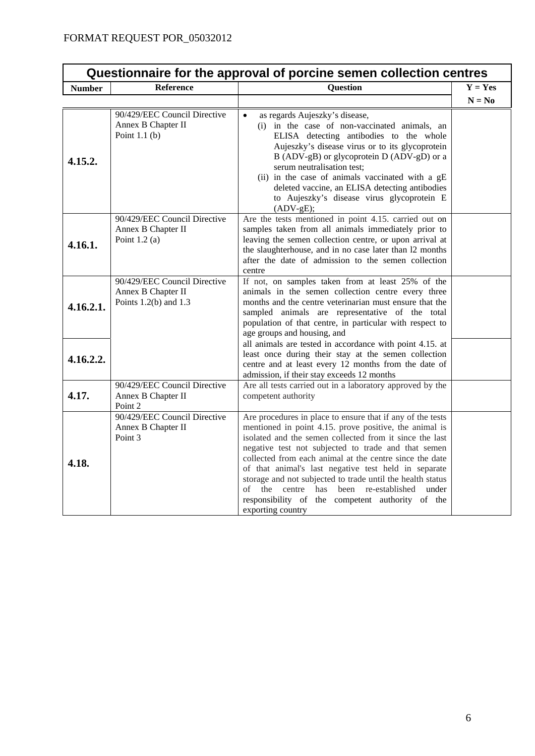| Questionnaire for the approval of porcine semen collection centres | | | |
|---|---|---|---|
| **Number** | **Reference** | **Question** | **Y = Yes**<br>**N = No** |
| **4.15.2.** | 90/429/EEC Council Directive Annex B Chapter II Point 1.1 (b) | • as regards Aujeszky's disease,<br>(i) in the case of non-vaccinated animals, an ELISA detecting antibodies to the whole Aujeszky's disease virus or to its glycoprotein B (ADV-gB) or glycoprotein D (ADV-gD) or a serum neutralisation test;<br>(ii) in the case of animals vaccinated with a gE deleted vaccine, an ELISA detecting antibodies to Aujeszky's disease virus glycoprotein E (ADV-gE); | |
| **4.16.1.** | 90/429/EEC Council Directive Annex B Chapter II Point 1.2 (a) | Are the tests mentioned in point 4.15. carried out on samples taken from all animals immediately prior to leaving the semen collection centre, or upon arrival at the slaughterhouse, and in no case later than l2 months after the date of admission to the semen collection centre | |
| **4.16.2.1.** | 90/429/EEC Council Directive Annex B Chapter II Points 1.2(b) and 1.3 | If not, on samples taken from at least 25% of the animals in the semen collection centre every three months and the centre veterinarian must ensure that the sampled animals are representative of the total population of that centre, in particular with respect to age groups and housing, and | |
| **4.16.2.2.** | | all animals are tested in accordance with point 4.15. at least once during their stay at the semen collection centre and at least every 12 months from the date of admission, if their stay exceeds 12 months | |
| **4.17.** | 90/429/EEC Council Directive Annex B Chapter II Point 2 | Are all tests carried out in a laboratory approved by the competent authority | |
| **4.18.** | 90/429/EEC Council Directive Annex B Chapter II Point 3 | Are procedures in place to ensure that if any of the tests mentioned in point 4.15. prove positive, the animal is isolated and the semen collected from it since the last negative test not subjected to trade and that semen collected from each animal at the centre since the date of that animal's last negative test held in separate storage and not subjected to trade until the health status of the centre has been re-established under responsibility of the competent authority of the exporting country | |